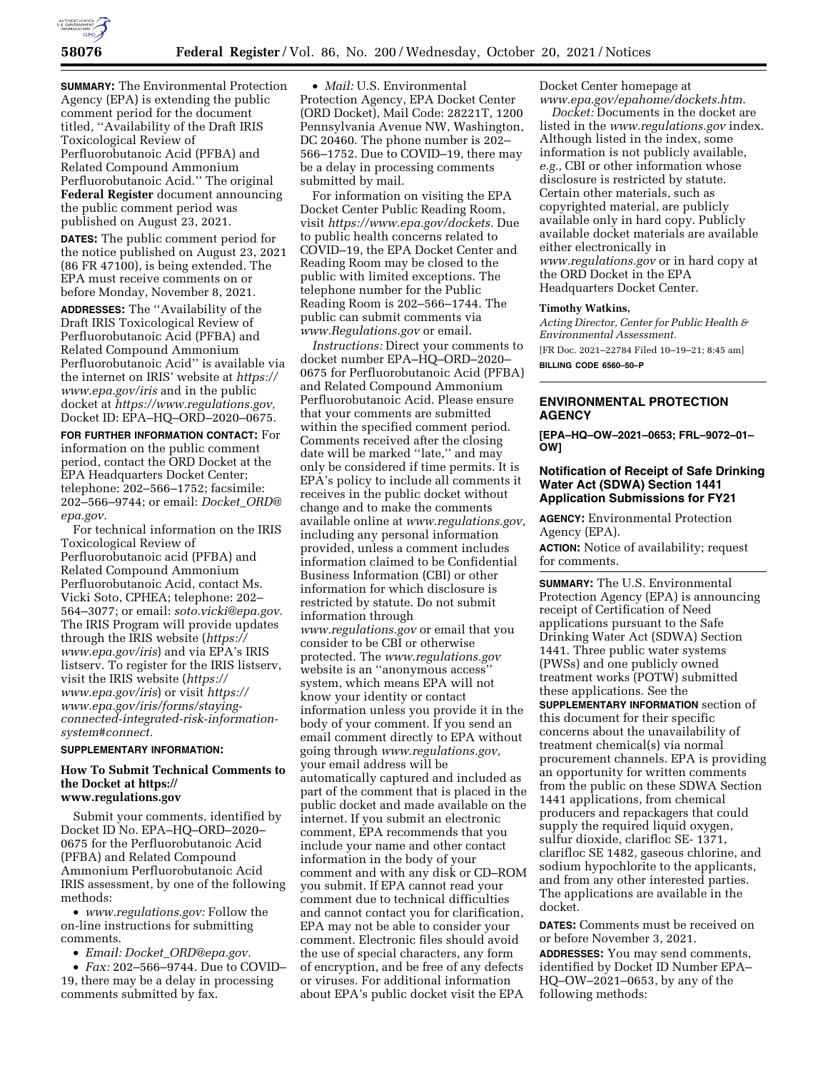**SUMMARY:** The Environmental Protection Agency (EPA) is extending the public comment period for the document titled, ''Availability of the Draft IRIS Toxicological Review of Perfluorobutanoic Acid (PFBA) and Related Compound Ammonium Perfluorobutanoic Acid.'' The original **Federal Register** document announcing the public comment period was published on August 23, 2021.

**DATES:** The public comment period for the notice published on August 23, 2021 (86 FR 47100), is being extended. The EPA must receive comments on or before Monday, November 8, 2021.

**ADDRESSES:** The ''Availability of the Draft IRIS Toxicological Review of Perfluorobutanoic Acid (PFBA) and Related Compound Ammonium Perfluorobutanoic Acid'' is available via the internet on IRIS' website at *https://www.epa.gov/iris* and in the public docket at *https://www.regulations.gov,* Docket ID: EPA–HQ–ORD–2020–0675.

**FOR FURTHER INFORMATION CONTACT:** For information on the public comment period, contact the ORD Docket at the EPA Headquarters Docket Center; telephone: 202–566–1752; facsimile: 202–566–9744; or email: *Docket_ORD@epa.gov.*

For technical information on the IRIS Toxicological Review of Perfluorobutanoic acid (PFBA) and Related Compound Ammonium Perfluorobutanoic Acid, contact Ms. Vicki Soto, CPHEA; telephone: 202–564–3077; or email: *soto.vicki@epa.gov.* The IRIS Program will provide updates through the IRIS website (*https://www.epa.gov/iris*) and via EPA's IRIS listserv. To register for the IRIS listserv, visit the IRIS website (*https://www.epa.gov/iris*) or visit *https://www.epa.gov/iris/forms/staying-connected-integrated-risk-information-system#connect.*

**SUPPLEMENTARY INFORMATION:**

## How To Submit Technical Comments to the Docket at https://www.regulations.gov

Submit your comments, identified by Docket ID No. EPA–HQ–ORD–2020–0675 for the Perfluorobutanoic Acid (PFBA) and Related Compound Ammonium Perfluorobutanoic Acid IRIS assessment, by one of the following methods:

- *www.regulations.gov:* Follow the on-line instructions for submitting comments.
- *Email: Docket_ORD@epa.gov.*
- *Fax:* 202–566–9744. Due to COVID–19, there may be a delay in processing comments submitted by fax.
- *Mail:* U.S. Environmental Protection Agency, EPA Docket Center (ORD Docket), Mail Code: 28221T, 1200 Pennsylvania Avenue NW, Washington, DC 20460. The phone number is 202–566–1752. Due to COVID–19, there may be a delay in processing comments submitted by mail.

For information on visiting the EPA Docket Center Public Reading Room, visit *https://www.epa.gov/dockets.* Due to public health concerns related to COVID–19, the EPA Docket Center and Reading Room may be closed to the public with limited exceptions. The telephone number for the Public Reading Room is 202–566–1744. The public can submit comments via *www.Regulations.gov* or email.

*Instructions:* Direct your comments to docket number EPA–HQ–ORD–2020–0675 for Perfluorobutanoic Acid (PFBA) and Related Compound Ammonium Perfluorobutanoic Acid. Please ensure that your comments are submitted within the specified comment period. Comments received after the closing date will be marked ''late,'' and may only be considered if time permits. It is EPA's policy to include all comments it receives in the public docket without change and to make the comments available online at *www.regulations.gov,* including any personal information provided, unless a comment includes information claimed to be Confidential Business Information (CBI) or other information for which disclosure is restricted by statute. Do not submit information through *www.regulations.gov* or email that you consider to be CBI or otherwise protected. The *www.regulations.gov* website is an ''anonymous access'' system, which means EPA will not know your identity or contact information unless you provide it in the body of your comment. If you send an email comment directly to EPA without going through *www.regulations.gov,* your email address will be automatically captured and included as part of the comment that is placed in the public docket and made available on the internet. If you submit an electronic comment, EPA recommends that you include your name and other contact information in the body of your comment and with any disk or CD–ROM you submit. If EPA cannot read your comment due to technical difficulties and cannot contact you for clarification, EPA may not be able to consider your comment. Electronic files should avoid the use of special characters, any form of encryption, and be free of any defects or viruses. For additional information about EPA's public docket visit the EPA Docket Center homepage at *www.epa.gov/epahome/dockets.htm.*

*Docket:* Documents in the docket are listed in the *www.regulations.gov* index. Although listed in the index, some information is not publicly available, *e.g.,* CBI or other information whose disclosure is restricted by statute. Certain other materials, such as copyrighted material, are publicly available only in hard copy. Publicly available docket materials are available either electronically in *www.regulations.gov* or in hard copy at the ORD Docket in the EPA Headquarters Docket Center.

**Timothy Watkins,**

*Acting Director, Center for Public Health & Environmental Assessment.*

[FR Doc. 2021–22784 Filed 10–19–21; 8:45 am]

**BILLING CODE 6560–50–P**

---

## ENVIRONMENTAL PROTECTION AGENCY

**[EPA–HQ–OW–2021–0653; FRL–9072–01–OW]**

## Notification of Receipt of Safe Drinking Water Act (SDWA) Section 1441 Application Submissions for FY21

**AGENCY:** Environmental Protection Agency (EPA).

**ACTION:** Notice of availability; request for comments.

**SUMMARY:** The U.S. Environmental Protection Agency (EPA) is announcing receipt of Certification of Need applications pursuant to the Safe Drinking Water Act (SDWA) Section 1441. Three public water systems (PWSs) and one publicly owned treatment works (POTW) submitted these applications. See the **SUPPLEMENTARY INFORMATION** section of this document for their specific concerns about the unavailability of treatment chemical(s) via normal procurement channels. EPA is providing an opportunity for written comments from the public on these SDWA Section 1441 applications, from chemical producers and repackagers that could supply the required liquid oxygen, sulfur dioxide, clarifloc SE- 1371, clarifloc SE 1482, gaseous chlorine, and sodium hypochlorite to the applicants, and from any other interested parties. The applications are available in the docket.

**DATES:** Comments must be received on or before November 3, 2021.

**ADDRESSES:** You may send comments, identified by Docket ID Number EPA–HQ–OW–2021–0653, by any of the following methods: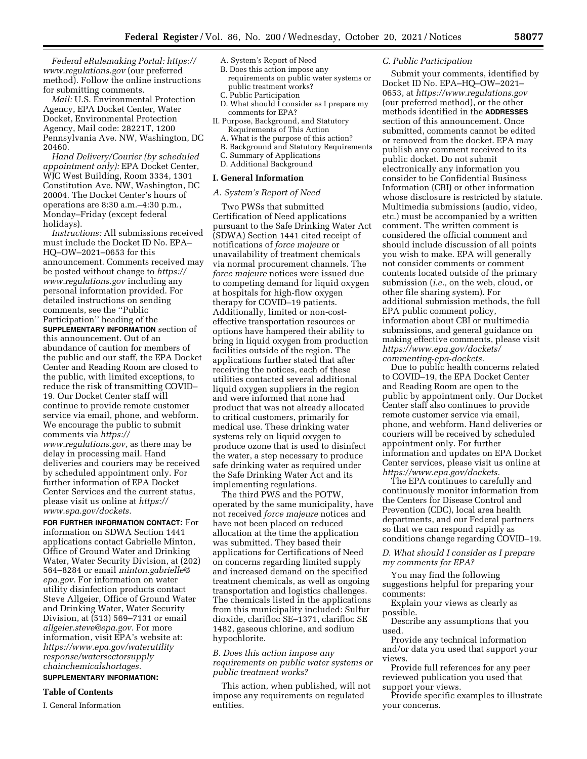*Federal eRulemaking Portal: https://www.regulations.gov* (our preferred method). Follow the online instructions for submitting comments.

*Mail:* U.S. Environmental Protection Agency, EPA Docket Center, Water Docket, Environmental Protection Agency, Mail code: 28221T, 1200 Pennsylvania Ave. NW, Washington, DC 20460.

*Hand Delivery/Courier (by scheduled appointment only):* EPA Docket Center, WJC West Building, Room 3334, 1301 Constitution Ave. NW, Washington, DC 20004. The Docket Center's hours of operations are 8:30 a.m.–4:30 p.m., Monday–Friday (except federal holidays).

*Instructions:* All submissions received must include the Docket ID No. EPA–HQ–OW–2021–0653 for this announcement. Comments received may be posted without change to *https://www.regulations.gov* including any personal information provided. For detailed instructions on sending comments, see the ''Public Participation'' heading of the **SUPPLEMENTARY INFORMATION** section of this announcement. Out of an abundance of caution for members of the public and our staff, the EPA Docket Center and Reading Room are closed to the public, with limited exceptions, to reduce the risk of transmitting COVID–19. Our Docket Center staff will continue to provide remote customer service via email, phone, and webform. We encourage the public to submit comments via *https://www.regulations.gov,* as there may be delay in processing mail. Hand deliveries and couriers may be received by scheduled appointment only. For further information of EPA Docket Center Services and the current status, please visit us online at *https://www.epa.gov/dockets.*

**FOR FURTHER INFORMATION CONTACT:** For information on SDWA Section 1441 applications contact Gabrielle Minton, Office of Ground Water and Drinking Water, Water Security Division, at (202) 564–8284 or email *minton.gabrielle@epa.gov.* For information on water utility disinfection products contact Steve Allgeier, Office of Ground Water and Drinking Water, Water Security Division, at (513) 569–7131 or email *allgeier.steve@epa.gov.* For more information, visit EPA's website at: *https://www.epa.gov/waterutilityresponse/watersectorsupplychainchemicalshortages.*

**SUPPLEMENTARY INFORMATION:**

**Table of Contents**

I. General Information
  A. System's Report of Need
  B. Does this action impose any requirements on public water systems or public treatment works?
  C. Public Participation
  D. What should I consider as I prepare my comments for EPA?
II. Purpose, Background, and Statutory Requirements of This Action
  A. What is the purpose of this action?
  B. Background and Statutory Requirements
  C. Summary of Applications
  D. Additional Background

## I. General Information

### *A. System's Report of Need*

Two PWSs that submitted Certification of Need applications pursuant to the Safe Drinking Water Act (SDWA) Section 1441 cited receipt of notifications of *force majeure* or unavailability of treatment chemicals via normal procurement channels. The *force majeure* notices were issued due to competing demand for liquid oxygen at hospitals for high-flow oxygen therapy for COVID–19 patients. Additionally, limited or non-cost-effective transportation resources or options have hampered their ability to bring in liquid oxygen from production facilities outside of the region. The applications further stated that after receiving the notices, each of these utilities contacted several additional liquid oxygen suppliers in the region and were informed that none had product that was not already allocated to critical customers, primarily for medical use. These drinking water systems rely on liquid oxygen to produce ozone that is used to disinfect the water, a step necessary to produce safe drinking water as required under the Safe Drinking Water Act and its implementing regulations.

The third PWS and the POTW, operated by the same municipality, have not received *force majeure* notices and have not been placed on reduced allocation at the time the application was submitted. They based their applications for Certifications of Need on concerns regarding limited supply and increased demand on the specified treatment chemicals, as well as ongoing transportation and logistics challenges. The chemicals listed in the applications from this municipality included: Sulfur dioxide, clarifloc SE–1371, clarifloc SE 1482, gaseous chlorine, and sodium hypochlorite.

### *B. Does this action impose any requirements on public water systems or public treatment works?*

This action, when published, will not impose any requirements on regulated entities.

### *C. Public Participation*

Submit your comments, identified by Docket ID No. EPA–HQ–OW–2021–0653, at *https://www.regulations.gov* (our preferred method), or the other methods identified in the **ADDRESSES** section of this announcement. Once submitted, comments cannot be edited or removed from the docket. EPA may publish any comment received to its public docket. Do not submit electronically any information you consider to be Confidential Business Information (CBI) or other information whose disclosure is restricted by statute. Multimedia submissions (audio, video, etc.) must be accompanied by a written comment. The written comment is considered the official comment and should include discussion of all points you wish to make. EPA will generally not consider comments or comment contents located outside of the primary submission (*i.e.,* on the web, cloud, or other file sharing system). For additional submission methods, the full EPA public comment policy, information about CBI or multimedia submissions, and general guidance on making effective comments, please visit *https://www.epa.gov/dockets/commenting-epa-dockets.*

Due to public health concerns related to COVID–19, the EPA Docket Center and Reading Room are open to the public by appointment only. Our Docket Center staff also continues to provide remote customer service via email, phone, and webform. Hand deliveries or couriers will be received by scheduled appointment only. For further information and updates on EPA Docket Center services, please visit us online at *https://www.epa.gov/dockets.*

The EPA continues to carefully and continuously monitor information from the Centers for Disease Control and Prevention (CDC), local area health departments, and our Federal partners so that we can respond rapidly as conditions change regarding COVID–19.

### *D. What should I consider as I prepare my comments for EPA?*

You may find the following suggestions helpful for preparing your comments:

Explain your views as clearly as possible.

Describe any assumptions that you used.

Provide any technical information and/or data you used that support your views.

Provide full references for any peer reviewed publication you used that support your views.

Provide specific examples to illustrate your concerns.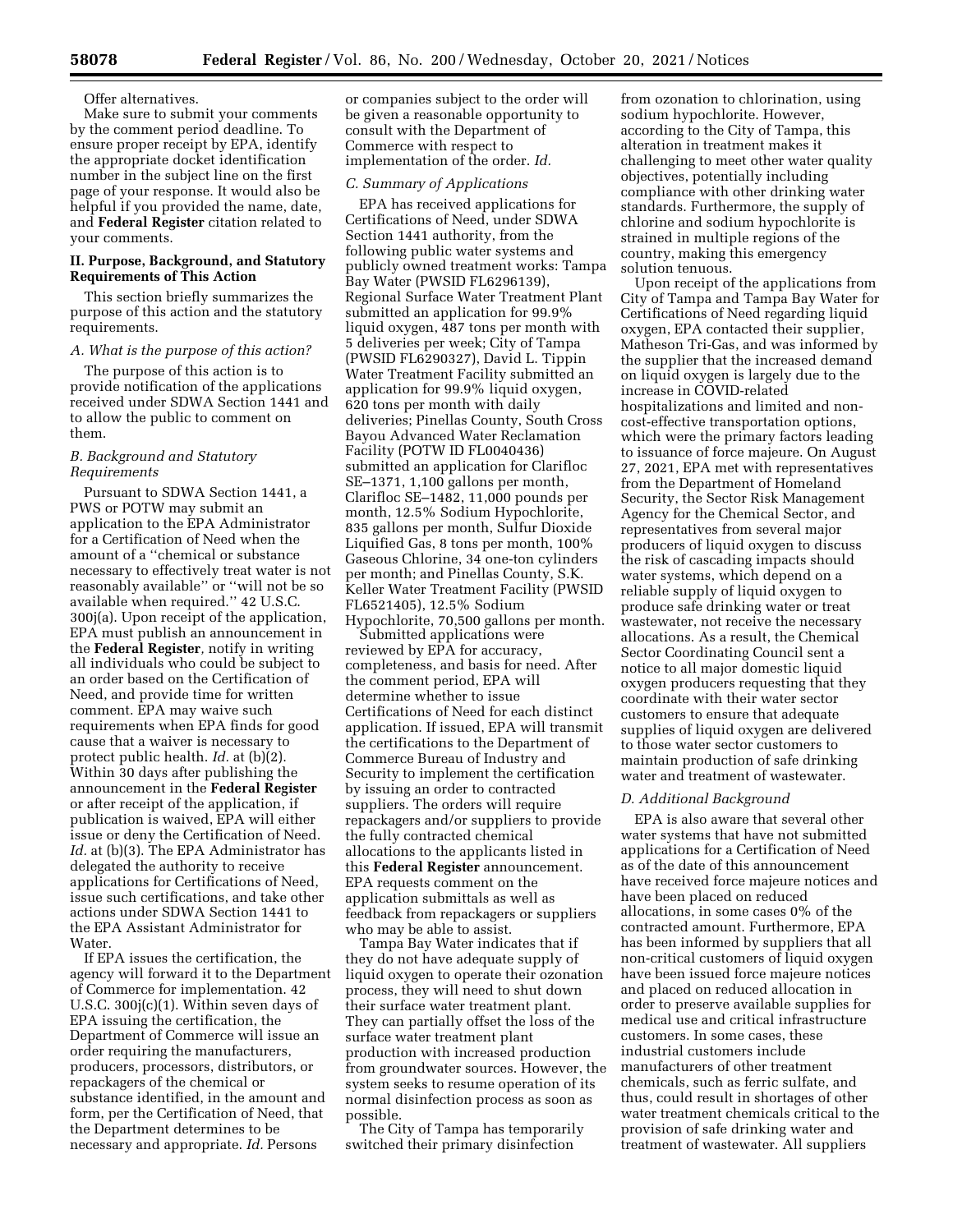Offer alternatives.

Make sure to submit your comments by the comment period deadline. To ensure proper receipt by EPA, identify the appropriate docket identification number in the subject line on the first page of your response. It would also be helpful if you provided the name, date, and **Federal Register** citation related to your comments.

## II. Purpose, Background, and Statutory Requirements of This Action

This section briefly summarizes the purpose of this action and the statutory requirements.

### *A. What is the purpose of this action?*

The purpose of this action is to provide notification of the applications received under SDWA Section 1441 and to allow the public to comment on them.

### *B. Background and Statutory Requirements*

Pursuant to SDWA Section 1441, a PWS or POTW may submit an application to the EPA Administrator for a Certification of Need when the amount of a "chemical or substance necessary to effectively treat water is not reasonably available" or "will not be so available when required." 42 U.S.C. 300j(a). Upon receipt of the application, EPA must publish an announcement in the **Federal Register**, notify in writing all individuals who could be subject to an order based on the Certification of Need, and provide time for written comment. EPA may waive such requirements when EPA finds for good cause that a waiver is necessary to protect public health. *Id.* at (b)(2). Within 30 days after publishing the announcement in the **Federal Register** or after receipt of the application, if publication is waived, EPA will either issue or deny the Certification of Need. *Id.* at (b)(3). The EPA Administrator has delegated the authority to receive applications for Certifications of Need, issue such certifications, and take other actions under SDWA Section 1441 to the EPA Assistant Administrator for Water.

If EPA issues the certification, the agency will forward it to the Department of Commerce for implementation. 42 U.S.C. 300j(c)(1). Within seven days of EPA issuing the certification, the Department of Commerce will issue an order requiring the manufacturers, producers, processors, distributors, or repackagers of the chemical or substance identified, in the amount and form, per the Certification of Need, that the Department determines to be necessary and appropriate. *Id.* Persons or companies subject to the order will be given a reasonable opportunity to consult with the Department of Commerce with respect to implementation of the order. *Id.*

### *C. Summary of Applications*

EPA has received applications for Certifications of Need, under SDWA Section 1441 authority, from the following public water systems and publicly owned treatment works: Tampa Bay Water (PWSID FL6296139), Regional Surface Water Treatment Plant submitted an application for 99.9% liquid oxygen, 487 tons per month with 5 deliveries per week; City of Tampa (PWSID FL6290327), David L. Tippin Water Treatment Facility submitted an application for 99.9% liquid oxygen, 620 tons per month with daily deliveries; Pinellas County, South Cross Bayou Advanced Water Reclamation Facility (POTW ID FL0040436) submitted an application for Clarifloc SE–1371, 1,100 gallons per month, Clarifloc SE–1482, 11,000 pounds per month, 12.5% Sodium Hypochlorite, 835 gallons per month, Sulfur Dioxide Liquified Gas, 8 tons per month, 100% Gaseous Chlorine, 34 one-ton cylinders per month; and Pinellas County, S.K. Keller Water Treatment Facility (PWSID FL6521405), 12.5% Sodium Hypochlorite, 70,500 gallons per month.

Submitted applications were reviewed by EPA for accuracy, completeness, and basis for need. After the comment period, EPA will determine whether to issue Certifications of Need for each distinct application. If issued, EPA will transmit the certifications to the Department of Commerce Bureau of Industry and Security to implement the certification by issuing an order to contracted suppliers. The orders will require repackagers and/or suppliers to provide the fully contracted chemical allocations to the applicants listed in this **Federal Register** announcement. EPA requests comment on the application submittals as well as feedback from repackagers or suppliers who may be able to assist.

Tampa Bay Water indicates that if they do not have adequate supply of liquid oxygen to operate their ozonation process, they will need to shut down their surface water treatment plant. They can partially offset the loss of the surface water treatment plant production with increased production from groundwater sources. However, the system seeks to resume operation of its normal disinfection process as soon as possible.

The City of Tampa has temporarily switched their primary disinfection from ozonation to chlorination, using sodium hypochlorite. However, according to the City of Tampa, this alteration in treatment makes it challenging to meet other water quality objectives, potentially including compliance with other drinking water standards. Furthermore, the supply of chlorine and sodium hypochlorite is strained in multiple regions of the country, making this emergency solution tenuous.

Upon receipt of the applications from City of Tampa and Tampa Bay Water for Certifications of Need regarding liquid oxygen, EPA contacted their supplier, Matheson Tri-Gas, and was informed by the supplier that the increased demand on liquid oxygen is largely due to the increase in COVID-related hospitalizations and limited and non-cost-effective transportation options, which were the primary factors leading to issuance of force majeure. On August 27, 2021, EPA met with representatives from the Department of Homeland Security, the Sector Risk Management Agency for the Chemical Sector, and representatives from several major producers of liquid oxygen to discuss the risk of cascading impacts should water systems, which depend on a reliable supply of liquid oxygen to produce safe drinking water or treat wastewater, not receive the necessary allocations. As a result, the Chemical Sector Coordinating Council sent a notice to all major domestic liquid oxygen producers requesting that they coordinate with their water sector customers to ensure that adequate supplies of liquid oxygen are delivered to those water sector customers to maintain production of safe drinking water and treatment of wastewater.

### *D. Additional Background*

EPA is also aware that several other water systems that have not submitted applications for a Certification of Need as of the date of this announcement have received force majeure notices and have been placed on reduced allocations, in some cases 0% of the contracted amount. Furthermore, EPA has been informed by suppliers that all non-critical customers of liquid oxygen have been issued force majeure notices and placed on reduced allocation in order to preserve available supplies for medical use and critical infrastructure customers. In some cases, these industrial customers include manufacturers of other treatment chemicals, such as ferric sulfate, and thus, could result in shortages of other water treatment chemicals critical to the provision of safe drinking water and treatment of wastewater. All suppliers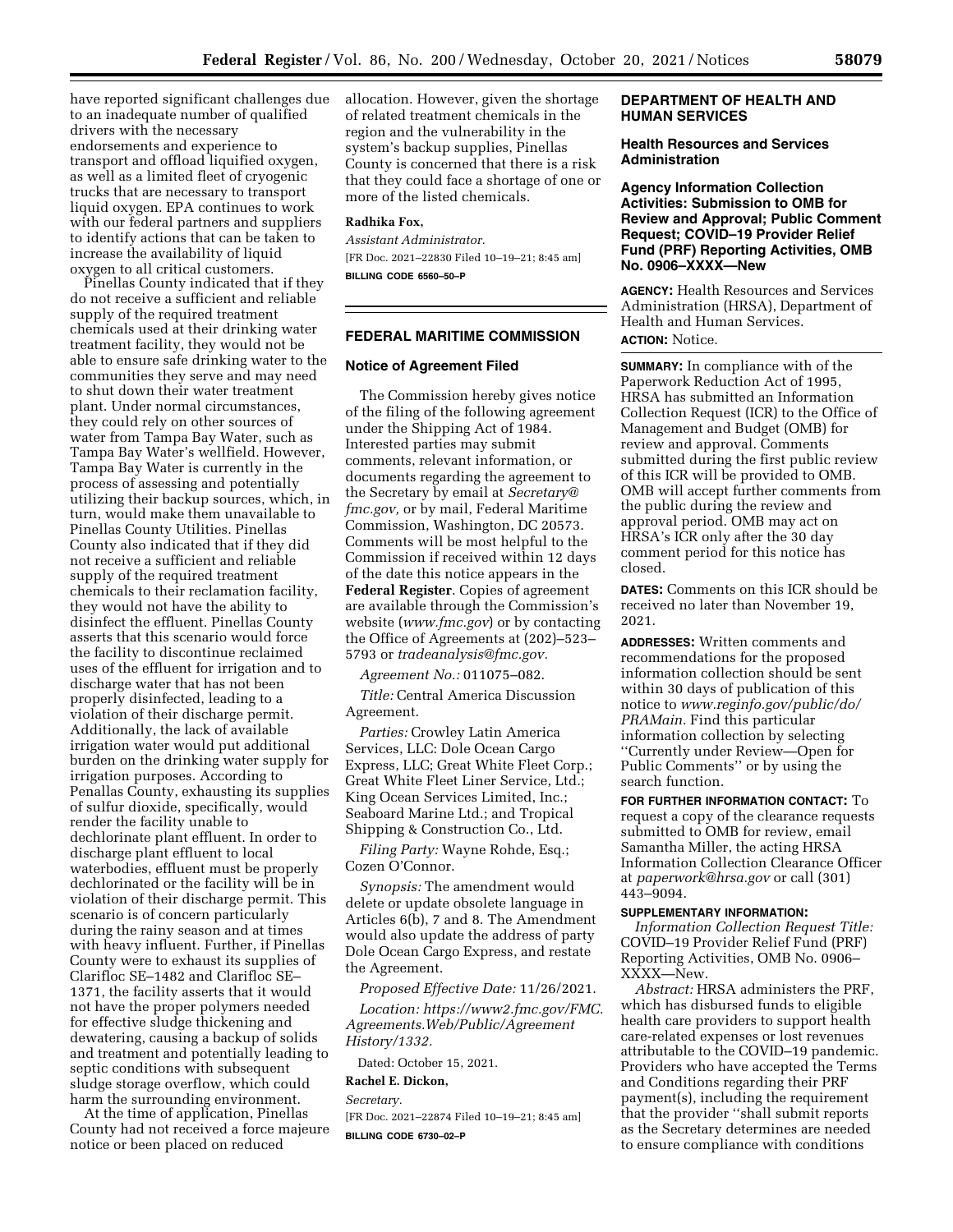have reported significant challenges due to an inadequate number of qualified drivers with the necessary endorsements and experience to transport and offload liquified oxygen, as well as a limited fleet of cryogenic trucks that are necessary to transport liquid oxygen. EPA continues to work with our federal partners and suppliers to identify actions that can be taken to increase the availability of liquid oxygen to all critical customers.

Pinellas County indicated that if they do not receive a sufficient and reliable supply of the required treatment chemicals used at their drinking water treatment facility, they would not be able to ensure safe drinking water to the communities they serve and may need to shut down their water treatment plant. Under normal circumstances, they could rely on other sources of water from Tampa Bay Water, such as Tampa Bay Water's wellfield. However, Tampa Bay Water is currently in the process of assessing and potentially utilizing their backup sources, which, in turn, would make them unavailable to Pinellas County Utilities. Pinellas County also indicated that if they did not receive a sufficient and reliable supply of the required treatment chemicals to their reclamation facility, they would not have the ability to disinfect the effluent. Pinellas County asserts that this scenario would force the facility to discontinue reclaimed uses of the effluent for irrigation and to discharge water that has not been properly disinfected, leading to a violation of their discharge permit. Additionally, the lack of available irrigation water would put additional burden on the drinking water supply for irrigation purposes. According to Penallas County, exhausting its supplies of sulfur dioxide, specifically, would render the facility unable to dechlorinate plant effluent. In order to discharge plant effluent to local waterbodies, effluent must be properly dechlorinated or the facility will be in violation of their discharge permit. This scenario is of concern particularly during the rainy season and at times with heavy influent. Further, if Pinellas County were to exhaust its supplies of Clarifloc SE–1482 and Clarifloc SE–1371, the facility asserts that it would not have the proper polymers needed for effective sludge thickening and dewatering, causing a backup of solids and treatment and potentially leading to septic conditions with subsequent sludge storage overflow, which could harm the surrounding environment.

At the time of application, Pinellas County had not received a force majeure notice or been placed on reduced allocation. However, given the shortage of related treatment chemicals in the region and the vulnerability in the system's backup supplies, Pinellas County is concerned that there is a risk that they could face a shortage of one or more of the listed chemicals.

**Radhika Fox,**

*Assistant Administrator.*

[FR Doc. 2021–22830 Filed 10–19–21; 8:45 am]

**BILLING CODE 6560–50–P**

## FEDERAL MARITIME COMMISSION

### Notice of Agreement Filed

The Commission hereby gives notice of the filing of the following agreement under the Shipping Act of 1984. Interested parties may submit comments, relevant information, or documents regarding the agreement to the Secretary by email at *Secretary@fmc.gov,* or by mail, Federal Maritime Commission, Washington, DC 20573. Comments will be most helpful to the Commission if received within 12 days of the date this notice appears in the **Federal Register**. Copies of agreement are available through the Commission's website (*www.fmc.gov*) or by contacting the Office of Agreements at (202)–523–5793 or *tradeanalysis@fmc.gov.*

*Agreement No.:* 011075–082.

*Title:* Central America Discussion Agreement.

*Parties:* Crowley Latin America Services, LLC: Dole Ocean Cargo Express, LLC; Great White Fleet Corp.; Great White Fleet Liner Service, Ltd.; King Ocean Services Limited, Inc.; Seaboard Marine Ltd.; and Tropical Shipping & Construction Co., Ltd.

*Filing Party:* Wayne Rohde, Esq.; Cozen O'Connor.

*Synopsis:* The amendment would delete or update obsolete language in Articles 6(b), 7 and 8. The Amendment would also update the address of party Dole Ocean Cargo Express, and restate the Agreement.

*Proposed Effective Date:* 11/26/2021.

*Location: https://www2.fmc.gov/FMC.Agreements.Web/Public/Agreement History/1332.*

Dated: October 15, 2021.

**Rachel E. Dickon,**

*Secretary.*

[FR Doc. 2021–22874 Filed 10–19–21; 8:45 am]

**BILLING CODE 6730–02–P**

## DEPARTMENT OF HEALTH AND HUMAN SERVICES

### Health Resources and Services Administration

### Agency Information Collection Activities: Submission to OMB for Review and Approval; Public Comment Request; COVID–19 Provider Relief Fund (PRF) Reporting Activities, OMB No. 0906–XXXX—New

**AGENCY:** Health Resources and Services Administration (HRSA), Department of Health and Human Services.

**ACTION:** Notice.

**SUMMARY:** In compliance with of the Paperwork Reduction Act of 1995, HRSA has submitted an Information Collection Request (ICR) to the Office of Management and Budget (OMB) for review and approval. Comments submitted during the first public review of this ICR will be provided to OMB. OMB will accept further comments from the public during the review and approval period. OMB may act on HRSA's ICR only after the 30 day comment period for this notice has closed.

**DATES:** Comments on this ICR should be received no later than November 19, 2021.

**ADDRESSES:** Written comments and recommendations for the proposed information collection should be sent within 30 days of publication of this notice to *www.reginfo.gov/public/do/PRAMain.* Find this particular information collection by selecting "Currently under Review—Open for Public Comments" or by using the search function.

**FOR FURTHER INFORMATION CONTACT:** To request a copy of the clearance requests submitted to OMB for review, email Samantha Miller, the acting HRSA Information Collection Clearance Officer at *paperwork@hrsa.gov* or call (301) 443–9094.

**SUPPLEMENTARY INFORMATION:**

*Information Collection Request Title:* COVID–19 Provider Relief Fund (PRF) Reporting Activities, OMB No. 0906–XXXX—New.

*Abstract:* HRSA administers the PRF, which has disbursed funds to eligible health care providers to support health care-related expenses or lost revenues attributable to the COVID–19 pandemic. Providers who have accepted the Terms and Conditions regarding their PRF payment(s), including the requirement that the provider "shall submit reports as the Secretary determines are needed to ensure compliance with conditions